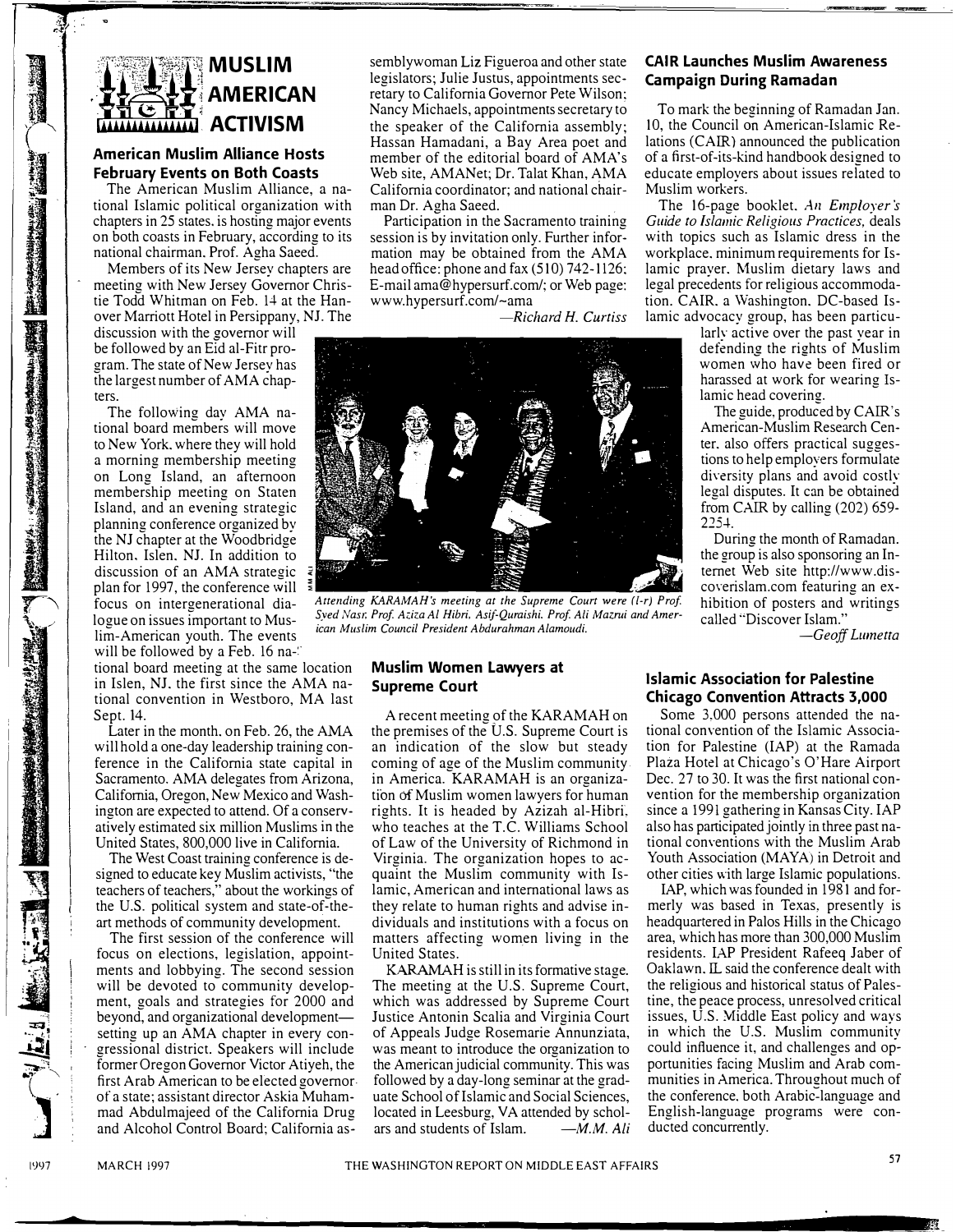# MUSLIM AMERICAN ACTIVISM

## American Muslim Alliance Hosts February Events on Both Coasts

The American Muslim Alliance, a national Islamic political organization with chapters in 25 states, is hosting major events on both coasts in February, according to its national chairman, Prof. Agha Saeed.

Members of its New Jersey chapters are meeting with New Jersey Governor Christie Todd Whitman on Feb. 14 at the Hanover Marriott Hotel in Persippany, NJ. The discussion with the governor will be followed by an Eid al-Fitr program. The state of New Jersey has the largest number of AMA chapters.

The following day AMA national board members will move to New York, where they will hold a morning membership meeting on Long Island, an afternoon membership meeting on Staten Island, and an evening strategic planning conference organized by the NJ chapter at the Woodbridge Hilton, Islen, NJ. In addition to discussion of an AMA strategic plan for 1997, the conference will focus on intergenerational dialogue on issues important to Muslim-American youth. The events will be followed by a Feb. 16 national board meeting at the same location in Islen, NJ, the first since the AMA national convention in Westboro, MA last Sept. 14.

Later in the month, on Feb. 26, the AMA will hold a one-day leadership training conference in the California state capital in Sacramento. AMA delegates from Arizona, California, Oregon, New Mexico and Washington are expected to attend. Of a conservatively estimated six million Muslims in the United States, 800,000 live in California.

The West Coast training conference is designed to educate key Muslim activists, "the teachers of teachers," about the workings of the U.S. political system and state-of-the-art methods of community development.

The first session of the conference will focus on elections, legislation, appointments and lobbying. The second session will be devoted to community development, goals and strategies for 2000 and beyond, and organizational development—setting up an AMA chapter in every congressional district. Speakers will include former Oregon Governor Victor Atiyeh, the first Arab American to be elected governor of a state; assistant director Askia Muhammad Abdulmajeed of the California Drug and Alcohol Control Board; California assemblywoman Liz Figueroa and other state legislators; Julie Justus, appointments secretary to California Governor Pete Wilson; Nancy Michaels, appointments secretary to the speaker of the California assembly; Hassan Hamadani, a Bay Area poet and member of the editorial board of AMA's Web site, AMANet; Dr. Talat Khan, AMA California coordinator; and national chairman Dr. Agha Saeed.

Participation in the Sacramento training session is by invitation only. Further information may be obtained from the AMA head office: phone and fax (510) 742-1126; E-mail ama@hypersurf.com/; or Web page: www.hypersurf.com/~ama

*—Richard H. Curtiss*

*Attending KARAMAH's meeting at the Supreme Court were (l-r) Prof. Syed Nasr, Prof. Aziza Al Hibri, Asif-Quraishi, Prof. Ali Mazrui and American Muslim Council President Abdurahman Alamoudi.*

## Muslim Women Lawyers at Supreme Court

A recent meeting of the KARAMAH on the premises of the U.S. Supreme Court is an indication of the slow but steady coming of age of the Muslim community in America. KARAMAH is an organization of Muslim women lawyers for human rights. It is headed by Azizah al-Hibri, who teaches at the T.C. Williams School of Law of the University of Richmond in Virginia. The organization hopes to acquaint the Muslim community with Islamic, American and international laws as they relate to human rights and advise individuals and institutions with a focus on matters affecting women living in the United States.

KARAMAH is still in its formative stage. The meeting at the U.S. Supreme Court, which was addressed by Supreme Court Justice Antonin Scalia and Virginia Court of Appeals Judge Rosemarie Annunziata, was meant to introduce the organization to the American judicial community. This was followed by a day-long seminar at the graduate School of Islamic and Social Sciences, located in Leesburg, VA attended by scholars and students of Islam. *—M.M. Ali*

## CAIR Launches Muslim Awareness Campaign During Ramadan

To mark the beginning of Ramadan Jan. 10, the Council on American-Islamic Relations (CAIR) announced the publication of a first-of-its-kind handbook designed to educate employers about issues related to Muslim workers.

The 16-page booklet, *An Employer's Guide to Islamic Religious Practices,* deals with topics such as Islamic dress in the workplace, minimum requirements for Islamic prayer, Muslim dietary laws and legal precedents for religious accommodation. CAIR, a Washington, DC-based Islamic advocacy group, has been particularly active over the past year in defending the rights of Muslim women who have been fired or harassed at work for wearing Islamic head covering.

The guide, produced by CAIR's American-Muslim Research Center, also offers practical suggestions to help employers formulate diversity plans and avoid costly legal disputes. It can be obtained from CAIR by calling (202) 659-2254.

During the month of Ramadan, the group is also sponsoring an Internet Web site http://www.discoverislam.com featuring an exhibition of posters and writings called "Discover Islam."

*—Geoff Lumetta*

## Islamic Association for Palestine Chicago Convention Attracts 3,000

Some 3,000 persons attended the national convention of the Islamic Association for Palestine (IAP) at the Ramada Plaza Hotel at Chicago's O'Hare Airport Dec. 27 to 30. It was the first national convention for the membership organization since a 1991 gathering in Kansas City. IAP also has participated jointly in three past national conventions with the Muslim Arab Youth Association (MAYA) in Detroit and other cities with large Islamic populations.

IAP, which was founded in 1981 and formerly was based in Texas, presently is headquartered in Palos Hills in the Chicago area, which has more than 300,000 Muslim residents. IAP President Rafeeq Jaber of Oaklawn, IL said the conference dealt with the religious and historical status of Palestine, the peace process, unresolved critical issues, U.S. Middle East policy and ways in which the U.S. Muslim community could influence it, and challenges and opportunities facing Muslim and Arab communities in America. Throughout much of the conference, both Arabic-language and English-language programs were conducted concurrently.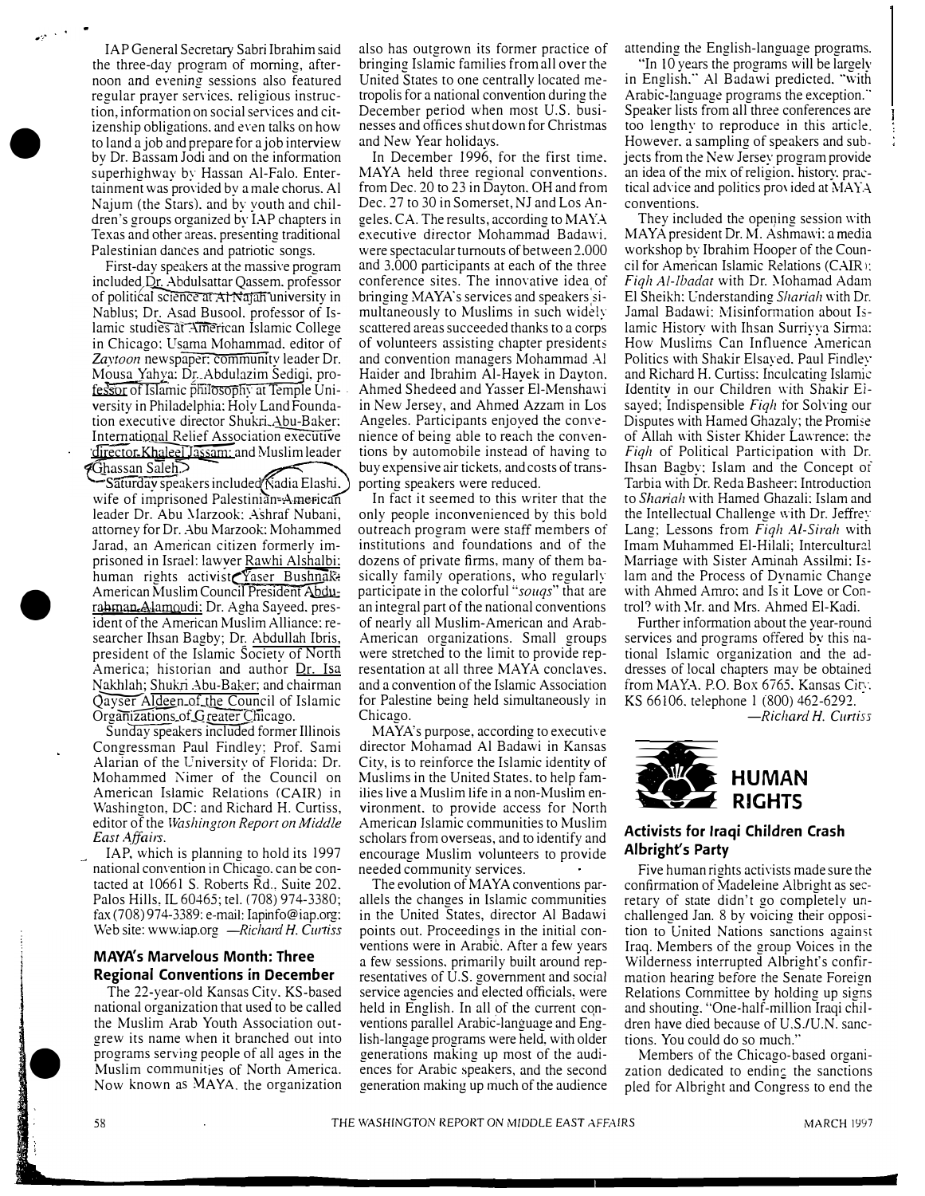IAP General Secretary Sabri Ibrahim said the three-day program of morning, afternoon and evening sessions also featured regular prayer services, religious instruction, information on social services and citizenship obligations, and even talks on how to land a job and prepare for a job interview by Dr. Bassam Jodi and on the information superhighway by Hassan Al-Falo. Entertainment was provided by a male chorus, Al Najum (the Stars), and by youth and children's groups organized by IAP chapters in Texas and other areas, presenting traditional Palestinian dances and patriotic songs.

First-day speakers at the massive program included Dr. Abdulsattar Qassem, professor of political science at Al Najah University in Nablus; Dr. Asad Busool, professor of Islamic studies at American Islamic College in Chicago; Usama Mohammad, editor of *Zaytoon* newspaper; community leader Dr. Mousa Yahya; Dr. Abdulazim Sedigi, professor of Islamic philosophy at Temple University in Philadelphia; Holy Land Foundation executive director Shukri Abu-Baker; International Relief Association executive director Khaleel Jassam; and Muslim leader Ghassan Saleh.

Saturday speakers included Nadia Elashi, wife of imprisoned Palestinian-American leader Dr. Abu Marzook; Ashraf Nubani, attorney for Dr. Abu Marzook; Mohammed Jarad, an American citizen formerly imprisoned in Israel; lawyer Rawhi Alshalbi; human rights activist Yaser Bushnak; American Muslim Council President Abdurahman Alamoudi; Dr. Agha Sayeed, president of the American Muslim Alliance; researcher Ihsan Bagby; Dr. Abdullah Ibris, president of the Islamic Society of North America; historian and author Dr. Isa Nakhlah; Shukri Abu-Baker; and chairman Qayser Aldeen of the Council of Islamic Organizations of Greater Chicago.

Sunday speakers included former Illinois Congressman Paul Findley; Prof. Sami Alarian of the University of Florida; Dr. Mohammed Nimer of the Council on American Islamic Relations (CAIR) in Washington, DC; and Richard H. Curtiss, editor of the *Washington Report on Middle East Affairs*.

IAP, which is planning to hold its 1997 national convention in Chicago, can be contacted at 10661 S. Roberts Rd., Suite 202, Palos Hills, IL 60465; tel. (708) 974-3380; fax (708) 974-3389; e-mail: Iapinfo@iap.org; Web site: www.iap.org *—Richard H. Curtiss*

### MAYA's Marvelous Month: Three Regional Conventions in December

The 22-year-old Kansas City, KS-based national organization that used to be called the Muslim Arab Youth Association outgrew its name when it branched out into programs serving people of all ages in the Muslim communities of North America. Now known as MAYA, the organization also has outgrown its former practice of bringing Islamic families from all over the United States to one centrally located metropolis for a national convention during the December period when most U.S. businesses and offices shut down for Christmas and New Year holidays.

In December 1996, for the first time, MAYA held three regional conventions, from Dec. 20 to 23 in Dayton, OH and from Dec. 27 to 30 in Somerset, NJ and Los Angeles, CA. The results, according to MAYA executive director Mohammad Badawi, were spectacular turnouts of between 2,000 and 3,000 participants at each of the three conference sites. The innovative idea of bringing MAYA's services and speakers simultaneously to Muslims in such widely scattered areas succeeded thanks to a corps of volunteers assisting chapter presidents and convention managers Mohammad Al Haider and Ibrahim Al-Hayek in Dayton, Ahmed Shedeed and Yasser El-Menshawi in New Jersey, and Ahmed Azzam in Los Angeles. Participants enjoyed the convenience of being able to reach the conventions by automobile instead of having to buy expensive air tickets, and costs of transporting speakers were reduced.

In fact it seemed to this writer that the only people inconvenienced by this bold outreach program were staff members of institutions and foundations and of the dozens of private firms, many of them basically family operations, who regularly participate in the colorful "*souqs*" that are an integral part of the national conventions of nearly all Muslim-American and Arab-American organizations. Small groups were stretched to the limit to provide representation at all three MAYA conclaves, and a convention of the Islamic Association for Palestine being held simultaneously in Chicago.

MAYA's purpose, according to executive director Mohamad Al Badawi in Kansas City, is to reinforce the Islamic identity of Muslims in the United States, to help families live a Muslim life in a non-Muslim environment, to provide access for North American Islamic communities to Muslim scholars from overseas, and to identify and encourage Muslim volunteers to provide needed community services.

The evolution of MAYA conventions parallels the changes in Islamic communities in the United States, director Al Badawi points out. Proceedings in the initial conventions were in Arabic. After a few years a few sessions, primarily built around representatives of U.S. government and social service agencies and elected officials, were held in English. In all of the current conventions parallel Arabic-language and English-langage programs were held, with older generations making up most of the audiences for Arabic speakers, and the second generation making up much of the audience attending the English-language programs.

"In 10 years the programs will be largely in English," Al Badawi predicted, "with Arabic-language programs the exception." Speaker lists from all three conferences are too lengthy to reproduce in this article. However, a sampling of speakers and subjects from the New Jersey program provide an idea of the mix of religion, history, practical advice and politics provided at MAYA conventions.

They included the opening session with MAYA president Dr. M. Ashmawi; a media workshop by Ibrahim Hooper of the Council for American Islamic Relations (CAIR); *Fiqh Al-Ibadat* with Dr. Mohamad Adam El Sheikh; Understanding *Shariah* with Dr. Jamal Badawi; Misinformation about Islamic History with Ihsan Surriyya Sirma; How Muslims Can Influence American Politics with Shakir Elsayed, Paul Findley and Richard H. Curtiss; Inculcating Islamic Identity in our Children with Shakir Elsayed; Indispensible *Fiqh* for Solving our Disputes with Hamed Ghazaly; the Promise of Allah with Sister Khider Lawrence; the *Fiqh* of Political Participation with Dr. Ihsan Bagby; Islam and the Concept of Tarbia with Dr. Reda Basheer; Introduction to *Shariah* with Hamed Ghazali; Islam and the Intellectual Challenge with Dr. Jeffrey Lang; Lessons from *Fiqh Al-Sirah* with Imam Muhammed El-Hilali; Intercultural Marriage with Sister Aminah Assilmi; Islam and the Process of Dynamic Change with Ahmed Amro; and Is it Love or Control? with Mr. and Mrs. Ahmed El-Kadi.

Further information about the year-round services and programs offered by this national Islamic organization and the addresses of local chapters may be obtained from MAYA, P.O. Box 6765, Kansas City, KS 66106, telephone 1 (800) 462-6292.

*—Richard H. Curtiss*

## HUMAN RIGHTS

### Activists for Iraqi Children Crash Albright's Party

Five human rights activists made sure the confirmation of Madeleine Albright as secretary of state didn't go completely unchallenged Jan. 8 by voicing their opposition to United Nations sanctions against Iraq. Members of the group Voices in the Wilderness interrupted Albright's confirmation hearing before the Senate Foreign Relations Committee by holding up signs and shouting, "One-half-million Iraqi children have died because of U.S./U.N. sanctions. You could do so much."

Members of the Chicago-based organization dedicated to ending the sanctions pled for Albright and Congress to end the